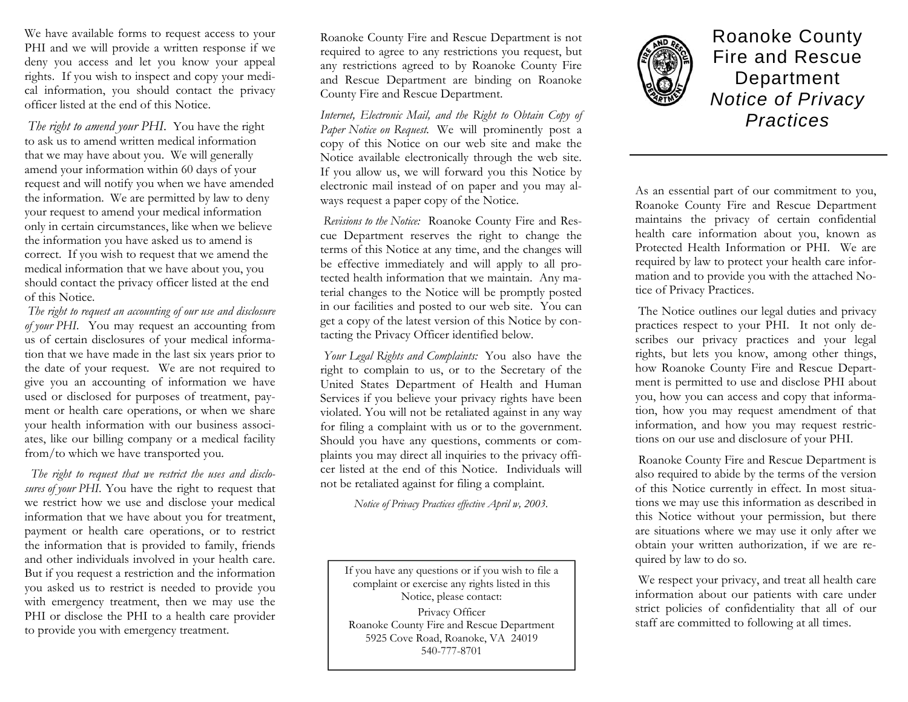We have available forms to request access to your PHI and we will provide a written response if we deny you access and let you know your appeal rights. If you wish to inspect and copy your medical information, you should contact the privacy officer listed at the end of this Notice.

*The right to amend your PHI.* You have the right to ask us to amend written medical information that we may have about you. We will generally amend your information within 60 days of your request and will notify you when we have amended the information. We are permitted by law to deny your request to amend your medical information only in certain circumstances, like when we believe the information you have asked us to amend is correct. If you wish to request that we amend the medical information that we have about you, you should contact the privacy officer listed at the end of this Notice.

*The right to request an accounting of our use and disclosure of your PHI.* You may request an accounting from us of certain disclosures of your medical information that we have made in the last six years prior to the date of your request. We are not required to give you an accounting of information we have used or disclosed for purposes of treatment, payment or health care operations, or when we share your health information with our business associates, like our billing company or a medical facility from/to which we have transported you.

*The right to request that we restrict the uses and disclosures of your PHI.* You have the right to request that we restrict how we use and disclose your medical information that we have about you for treatment, payment or health care operations, or to restrict the information that is provided to family, friends and other individuals involved in your health care. But if you request a restriction and the information you asked us to restrict is needed to provide you with emergency treatment, then we may use the PHI or disclose the PHI to a health care provider to provide you with emergency treatment.

Roanoke County Fire and Rescue Department is not required to agree to any restrictions you request, but any restrictions agreed to by Roanoke County Fire and Rescue Department are binding on Roanoke County Fire and Rescue Department.

*Internet, Electronic Mail, and the Right to Obtain Copy of Paper Notice on Request.* We will prominently post a copy of this Notice on our web site and make the Notice available electronically through the web site. If you allow us, we will forward you this Notice by electronic mail instead of on paper and you may always request a paper copy of the Notice.

*Revisions to the Notice:* Roanoke County Fire and Rescue Department reserves the right to change the terms of this Notice at any time, and the changes will be effective immediately and will apply to all protected health information that we maintain. Any material changes to the Notice will be promptly posted in our facilities and posted to our web site. You can get a copy of the latest version of this Notice by contacting the Privacy Officer identified below.

*Your Legal Rights and Complaints:* You also have the right to complain to us, or to the Secretary of the United States Department of Health and Human Services if you believe your privacy rights have been violated. You will not be retaliated against in any way for filing a complaint with us or to the government. Should you have any questions, comments or complaints you may direct all inquiries to the privacy officer listed at the end of this Notice. Individuals will not be retaliated against for filing a complaint.

*Notice of Privacy Practices effective April w, 2003.*

If you have any questions or if you wish to file a complaint or exercise any rights listed in this Notice, please contact:

Privacy Officer
Roanoke County Fire and Rescue Department
5925 Cove Road, Roanoke, VA 24019
540-777-8701

# Roanoke County Fire and Rescue Department

## *Notice of Privacy Practices*

As an essential part of our commitment to you, Roanoke County Fire and Rescue Department maintains the privacy of certain confidential health care information about you, known as Protected Health Information or PHI. We are required by law to protect your health care information and to provide you with the attached Notice of Privacy Practices.

The Notice outlines our legal duties and privacy practices respect to your PHI. It not only describes our privacy practices and your legal rights, but lets you know, among other things, how Roanoke County Fire and Rescue Department is permitted to use and disclose PHI about you, how you can access and copy that information, how you may request amendment of that information, and how you may request restrictions on our use and disclosure of your PHI.

Roanoke County Fire and Rescue Department is also required to abide by the terms of the version of this Notice currently in effect. In most situations we may use this information as described in this Notice without your permission, but there are situations where we may use it only after we obtain your written authorization, if we are required by law to do so.

We respect your privacy, and treat all health care information about our patients with care under strict policies of confidentiality that all of our staff are committed to following at all times.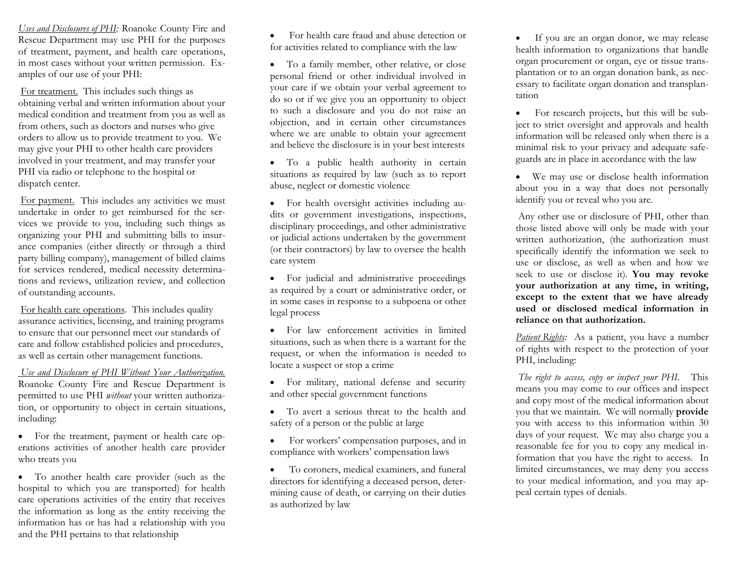*Uses and Disclosures of PHI:* Roanoke County Fire and Rescue Department may use PHI for the purposes of treatment, payment, and health care operations, in most cases without your written permission. Examples of our use of your PHI:

For treatment. This includes such things as obtaining verbal and written information about your medical condition and treatment from you as well as from others, such as doctors and nurses who give orders to allow us to provide treatment to you. We may give your PHI to other health care providers involved in your treatment, and may transfer your PHI via radio or telephone to the hospital or dispatch center.

For payment. This includes any activities we must undertake in order to get reimbursed for the services we provide to you, including such things as organizing your PHI and submitting bills to insurance companies (either directly or through a third party billing company), management of billed claims for services rendered, medical necessity determinations and reviews, utilization review, and collection of outstanding accounts.

For health care operations. This includes quality assurance activities, licensing, and training programs to ensure that our personnel meet our standards of care and follow established policies and procedures, as well as certain other management functions.

*Use and Disclosure of PHI Without Your Authorization.* Roanoke County Fire and Rescue Department is permitted to use PHI *without* your written authorization, or opportunity to object in certain situations, including:

- For the treatment, payment or health care operations activities of another health care provider who treats you
- To another health care provider (such as the hospital to which you are transported) for health care operations activities of the entity that receives the information as long as the entity receiving the information has or has had a relationship with you and the PHI pertains to that relationship
- For health care fraud and abuse detection or for activities related to compliance with the law
- To a family member, other relative, or close personal friend or other individual involved in your care if we obtain your verbal agreement to do so or if we give you an opportunity to object to such a disclosure and you do not raise an objection, and in certain other circumstances where we are unable to obtain your agreement and believe the disclosure is in your best interests
- To a public health authority in certain situations as required by law (such as to report abuse, neglect or domestic violence
- For health oversight activities including audits or government investigations, inspections, disciplinary proceedings, and other administrative or judicial actions undertaken by the government (or their contractors) by law to oversee the health care system
- For judicial and administrative proceedings as required by a court or administrative order, or in some cases in response to a subpoena or other legal process
- For law enforcement activities in limited situations, such as when there is a warrant for the request, or when the information is needed to locate a suspect or stop a crime
- For military, national defense and security and other special government functions
- To avert a serious threat to the health and safety of a person or the public at large
- For workers' compensation purposes, and in compliance with workers' compensation laws
- To coroners, medical examiners, and funeral directors for identifying a deceased person, determining cause of death, or carrying on their duties as authorized by law
- If you are an organ donor, we may release health information to organizations that handle organ procurement or organ, eye or tissue transplantation or to an organ donation bank, as necessary to facilitate organ donation and transplantation
- For research projects, but this will be subject to strict oversight and approvals and health information will be released only when there is a minimal risk to your privacy and adequate safeguards are in place in accordance with the law
- We may use or disclose health information about you in a way that does not personally identify you or reveal who you are.

Any other use or disclosure of PHI, other than those listed above will only be made with your written authorization, (the authorization must specifically identify the information we seek to use or disclose, as well as when and how we seek to use or disclose it). **You may revoke your authorization at any time, in writing, except to the extent that we have already used or disclosed medical information in reliance on that authorization.**

*Patient Rights:* As a patient, you have a number of rights with respect to the protection of your PHI, including:

*The right to access, copy or inspect your PHI.* This means you may come to our offices and inspect and copy most of the medical information about you that we maintain. We will normally **provide** you with access to this information within 30 days of your request. We may also charge you a reasonable fee for you to copy any medical information that you have the right to access. In limited circumstances, we may deny you access to your medical information, and you may appeal certain types of denials.